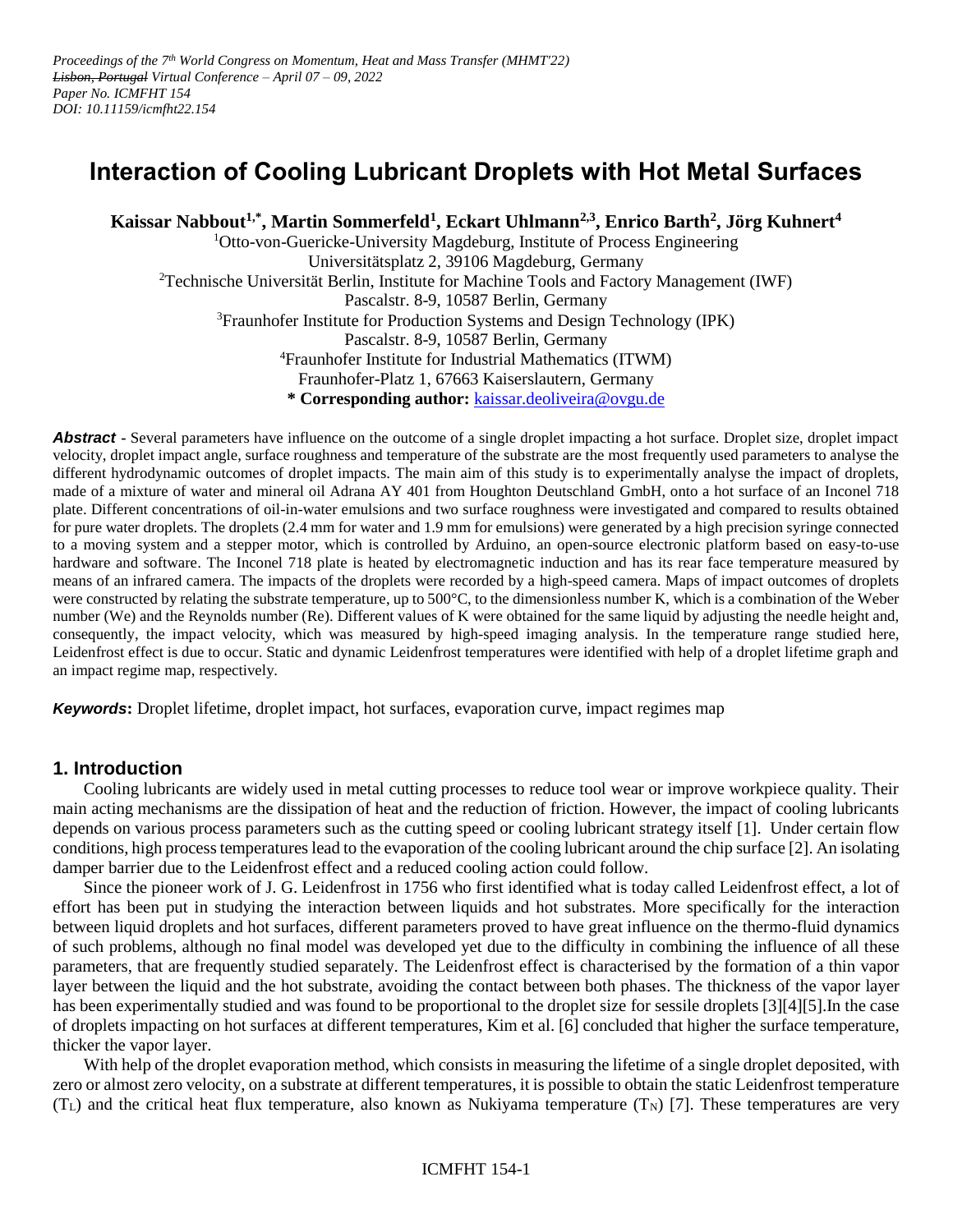*Proceedings of the 7th World Congress on Momentum, Heat and Mass Transfer (MHMT'22)*
*~~Lisbon, Portugal~~ Virtual Conference – April 07 – 09, 2022*
*Paper No. ICMFHT 154*
*DOI: 10.11159/icmfht22.154*

# Interaction of Cooling Lubricant Droplets with Hot Metal Surfaces

**Kaissar Nabbout[1,*], Martin Sommerfeld[1], Eckart Uhlmann[2,3], Enrico Barth[2], Jörg Kuhnert[4]**

[1]Otto-von-Guericke-University Magdeburg, Institute of Process Engineering
Universitätsplatz 2, 39106 Magdeburg, Germany
[2]Technische Universität Berlin, Institute for Machine Tools and Factory Management (IWF)
Pascalstr. 8-9, 10587 Berlin, Germany
[3]Fraunhofer Institute for Production Systems and Design Technology (IPK)
Pascalstr. 8-9, 10587 Berlin, Germany
[4]Fraunhofer Institute for Industrial Mathematics (ITWM)
Fraunhofer-Platz 1, 67663 Kaiserslautern, Germany
**\* Corresponding author:** kaissar.deoliveira@ovgu.de

***Abstract*** - Several parameters have influence on the outcome of a single droplet impacting a hot surface. Droplet size, droplet impact velocity, droplet impact angle, surface roughness and temperature of the substrate are the most frequently used parameters to analyse the different hydrodynamic outcomes of droplet impacts. The main aim of this study is to experimentally analyse the impact of droplets, made of a mixture of water and mineral oil Adrana AY 401 from Houghton Deutschland GmbH, onto a hot surface of an Inconel 718 plate. Different concentrations of oil-in-water emulsions and two surface roughness were investigated and compared to results obtained for pure water droplets. The droplets (2.4 mm for water and 1.9 mm for emulsions) were generated by a high precision syringe connected to a moving system and a stepper motor, which is controlled by Arduino, an open-source electronic platform based on easy-to-use hardware and software. The Inconel 718 plate is heated by electromagnetic induction and has its rear face temperature measured by means of an infrared camera. The impacts of the droplets were recorded by a high-speed camera. Maps of impact outcomes of droplets were constructed by relating the substrate temperature, up to 500°C, to the dimensionless number K, which is a combination of the Weber number (We) and the Reynolds number (Re). Different values of K were obtained for the same liquid by adjusting the needle height and, consequently, the impact velocity, which was measured by high-speed imaging analysis. In the temperature range studied here, Leidenfrost effect is due to occur. Static and dynamic Leidenfrost temperatures were identified with help of a droplet lifetime graph and an impact regime map, respectively.

***Keywords*:** Droplet lifetime, droplet impact, hot surfaces, evaporation curve, impact regimes map

## 1. Introduction

Cooling lubricants are widely used in metal cutting processes to reduce tool wear or improve workpiece quality. Their main acting mechanisms are the dissipation of heat and the reduction of friction. However, the impact of cooling lubricants depends on various process parameters such as the cutting speed or cooling lubricant strategy itself [1]. Under certain flow conditions, high process temperatures lead to the evaporation of the cooling lubricant around the chip surface [2]. An isolating damper barrier due to the Leidenfrost effect and a reduced cooling action could follow.

Since the pioneer work of J. G. Leidenfrost in 1756 who first identified what is today called Leidenfrost effect, a lot of effort has been put in studying the interaction between liquids and hot substrates. More specifically for the interaction between liquid droplets and hot surfaces, different parameters proved to have great influence on the thermo-fluid dynamics of such problems, although no final model was developed yet due to the difficulty in combining the influence of all these parameters, that are frequently studied separately. The Leidenfrost effect is characterised by the formation of a thin vapor layer between the liquid and the hot substrate, avoiding the contact between both phases. The thickness of the vapor layer has been experimentally studied and was found to be proportional to the droplet size for sessile droplets [3][4][5].In the case of droplets impacting on hot surfaces at different temperatures, Kim et al. [6] concluded that higher the surface temperature, thicker the vapor layer.

With help of the droplet evaporation method, which consists in measuring the lifetime of a single droplet deposited, with zero or almost zero velocity, on a substrate at different temperatures, it is possible to obtain the static Leidenfrost temperature ($T_L$) and the critical heat flux temperature, also known as Nukiyama temperature ($T_N$) [7]. These temperatures are very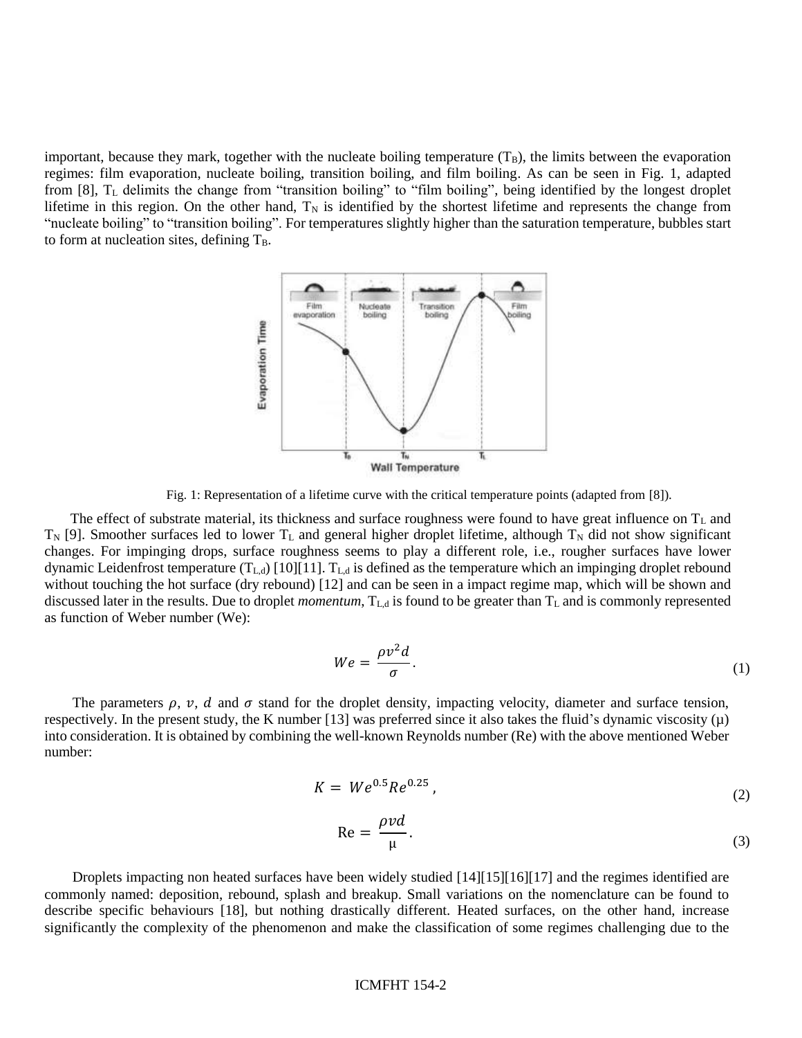important, because they mark, together with the nucleate boiling temperature ($T_B$), the limits between the evaporation regimes: film evaporation, nucleate boiling, transition boiling, and film boiling. As can be seen in Fig. 1, adapted from [8], $T_L$ delimits the change from "transition boiling" to "film boiling", being identified by the longest droplet lifetime in this region. On the other hand, $T_N$ is identified by the shortest lifetime and represents the change from "nucleate boiling" to "transition boiling". For temperatures slightly higher than the saturation temperature, bubbles start to form at nucleation sites, defining $T_B$.

Fig. 1: Representation of a lifetime curve with the critical temperature points (adapted from [8]).

The effect of substrate material, its thickness and surface roughness were found to have great influence on $T_L$ and $T_N$ [9]. Smoother surfaces led to lower $T_L$ and general higher droplet lifetime, although $T_N$ did not show significant changes. For impinging drops, surface roughness seems to play a different role, i.e., rougher surfaces have lower dynamic Leidenfrost temperature ($T_{L,d}$) [10][11]. $T_{L,d}$ is defined as the temperature which an impinging droplet rebound without touching the hot surface (dry rebound) [12] and can be seen in a impact regime map, which will be shown and discussed later in the results. Due to droplet *momentum*, $T_{L,d}$ is found to be greater than $T_L$ and is commonly represented as function of Weber number (We):

$$We = \frac{\rho v^2 d}{\sigma}. \tag{1}$$

The parameters $\rho$, $v$, $d$ and $\sigma$ stand for the droplet density, impacting velocity, diameter and surface tension, respectively. In the present study, the K number [13] was preferred since it also takes the fluid's dynamic viscosity ($\mu$) into consideration. It is obtained by combining the well-known Reynolds number (Re) with the above mentioned Weber number:

$$K = We^{0.5} Re^{0.25}, \tag{2}$$

$$\mathrm{Re} = \frac{\rho v d}{\mu}. \tag{3}$$

Droplets impacting non heated surfaces have been widely studied [14][15][16][17] and the regimes identified are commonly named: deposition, rebound, splash and breakup. Small variations on the nomenclature can be found to describe specific behaviours [18], but nothing drastically different. Heated surfaces, on the other hand, increase significantly the complexity of the phenomenon and make the classification of some regimes challenging due to the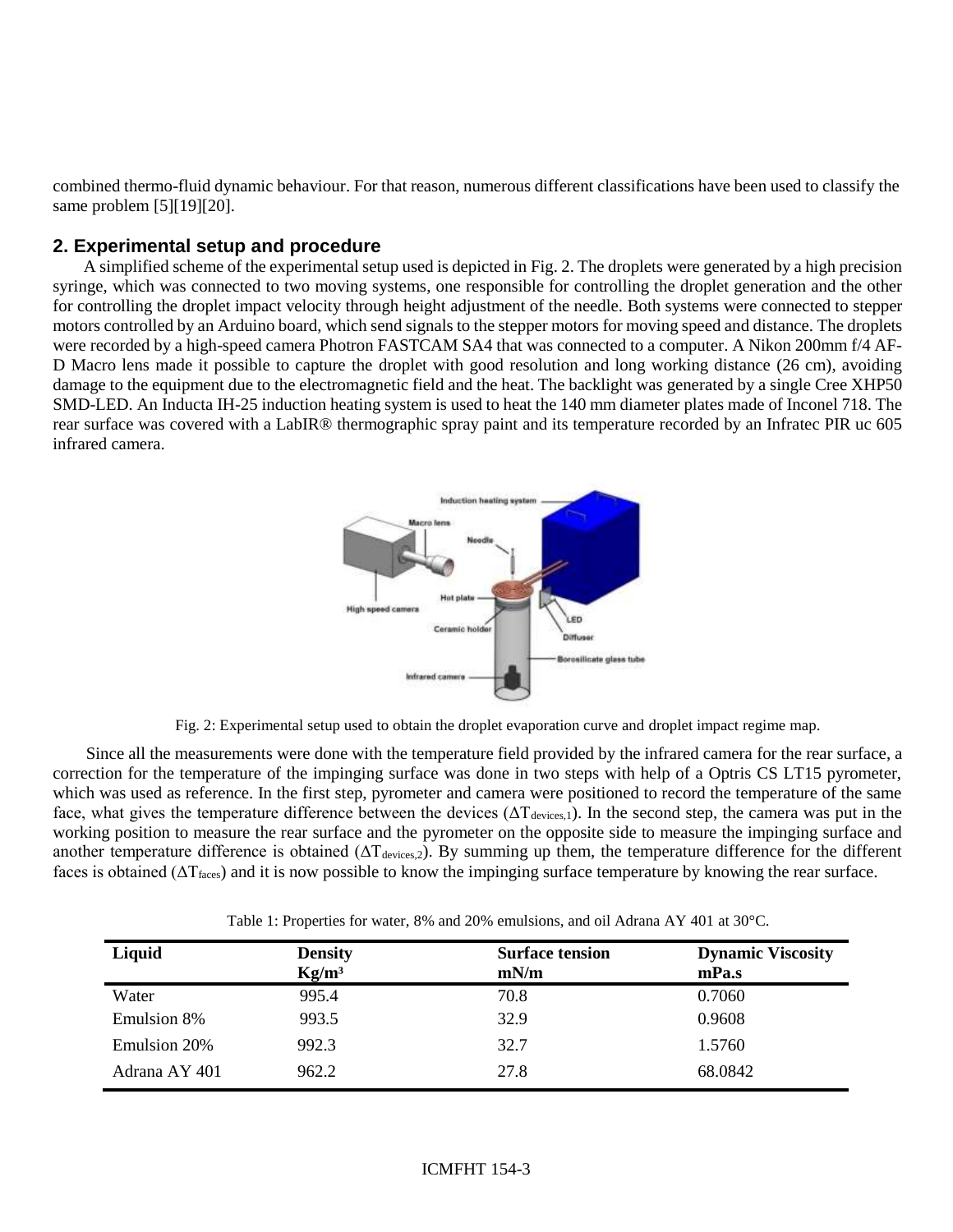combined thermo-fluid dynamic behaviour. For that reason, numerous different classifications have been used to classify the same problem [5][19][20].

## 2. Experimental setup and procedure

A simplified scheme of the experimental setup used is depicted in Fig. 2. The droplets were generated by a high precision syringe, which was connected to two moving systems, one responsible for controlling the droplet generation and the other for controlling the droplet impact velocity through height adjustment of the needle. Both systems were connected to stepper motors controlled by an Arduino board, which send signals to the stepper motors for moving speed and distance. The droplets were recorded by a high-speed camera Photron FASTCAM SA4 that was connected to a computer. A Nikon 200mm f/4 AF-D Macro lens made it possible to capture the droplet with good resolution and long working distance (26 cm), avoiding damage to the equipment due to the electromagnetic field and the heat. The backlight was generated by a single Cree XHP50 SMD-LED. An Inducta IH-25 induction heating system is used to heat the 140 mm diameter plates made of Inconel 718. The rear surface was covered with a LabIR® thermographic spray paint and its temperature recorded by an Infratec PIR uc 605 infrared camera.

Fig. 2: Experimental setup used to obtain the droplet evaporation curve and droplet impact regime map.

Since all the measurements were done with the temperature field provided by the infrared camera for the rear surface, a correction for the temperature of the impinging surface was done in two steps with help of a Optris CS LT15 pyrometer, which was used as reference. In the first step, pyrometer and camera were positioned to record the temperature of the same face, what gives the temperature difference between the devices ($\Delta T_{devices,1}$). In the second step, the camera was put in the working position to measure the rear surface and the pyrometer on the opposite side to measure the impinging surface and another temperature difference is obtained ($\Delta T_{devices,2}$). By summing up them, the temperature difference for the different faces is obtained ($\Delta T_{faces}$) and it is now possible to know the impinging surface temperature by knowing the rear surface.

Table 1: Properties for water, 8% and 20% emulsions, and oil Adrana AY 401 at 30°C.

| Liquid | Density Kg/m³ | Surface tension mN/m | Dynamic Viscosity mPa.s |
|---|---|---|---|
| Water | 995.4 | 70.8 | 0.7060 |
| Emulsion 8% | 993.5 | 32.9 | 0.9608 |
| Emulsion 20% | 992.3 | 32.7 | 1.5760 |
| Adrana AY 401 | 962.2 | 27.8 | 68.0842 |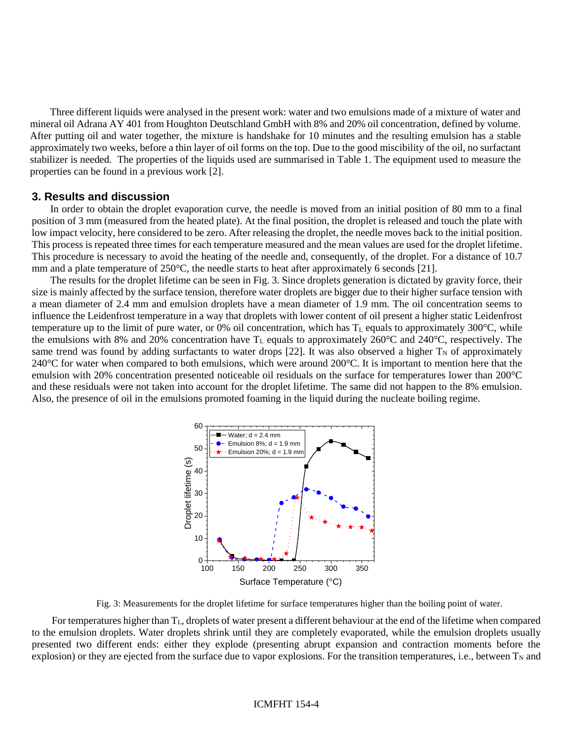Three different liquids were analysed in the present work: water and two emulsions made of a mixture of water and mineral oil Adrana AY 401 from Houghton Deutschland GmbH with 8% and 20% oil concentration, defined by volume. After putting oil and water together, the mixture is handshake for 10 minutes and the resulting emulsion has a stable approximately two weeks, before a thin layer of oil forms on the top. Due to the good miscibility of the oil, no surfactant stabilizer is needed. The properties of the liquids used are summarised in Table 1. The equipment used to measure the properties can be found in a previous work [2].

## 3. Results and discussion

In order to obtain the droplet evaporation curve, the needle is moved from an initial position of 80 mm to a final position of 3 mm (measured from the heated plate). At the final position, the droplet is released and touch the plate with low impact velocity, here considered to be zero. After releasing the droplet, the needle moves back to the initial position. This process is repeated three times for each temperature measured and the mean values are used for the droplet lifetime. This procedure is necessary to avoid the heating of the needle and, consequently, of the droplet. For a distance of 10.7 mm and a plate temperature of 250°C, the needle starts to heat after approximately 6 seconds [21].

The results for the droplet lifetime can be seen in Fig. 3. Since droplets generation is dictated by gravity force, their size is mainly affected by the surface tension, therefore water droplets are bigger due to their higher surface tension with a mean diameter of 2.4 mm and emulsion droplets have a mean diameter of 1.9 mm. The oil concentration seems to influence the Leidenfrost temperature in a way that droplets with lower content of oil present a higher static Leidenfrost temperature up to the limit of pure water, or 0% oil concentration, which has $T_L$ equals to approximately 300°C, while the emulsions with 8% and 20% concentration have $T_L$ equals to approximately 260°C and 240°C, respectively. The same trend was found by adding surfactants to water drops [22]. It was also observed a higher $T_N$ of approximately 240°C for water when compared to both emulsions, which were around 200°C. It is important to mention here that the emulsion with 20% concentration presented noticeable oil residuals on the surface for temperatures lower than 200°C and these residuals were not taken into account for the droplet lifetime. The same did not happen to the 8% emulsion. Also, the presence of oil in the emulsions promoted foaming in the liquid during the nucleate boiling regime.

Fig. 3: Measurements for the droplet lifetime for surface temperatures higher than the boiling point of water.

For temperatures higher than $T_L$, droplets of water present a different behaviour at the end of the lifetime when compared to the emulsion droplets. Water droplets shrink until they are completely evaporated, while the emulsion droplets usually presented two different ends: either they explode (presenting abrupt expansion and contraction moments before the explosion) or they are ejected from the surface due to vapor explosions. For the transition temperatures, i.e., between $T_N$ and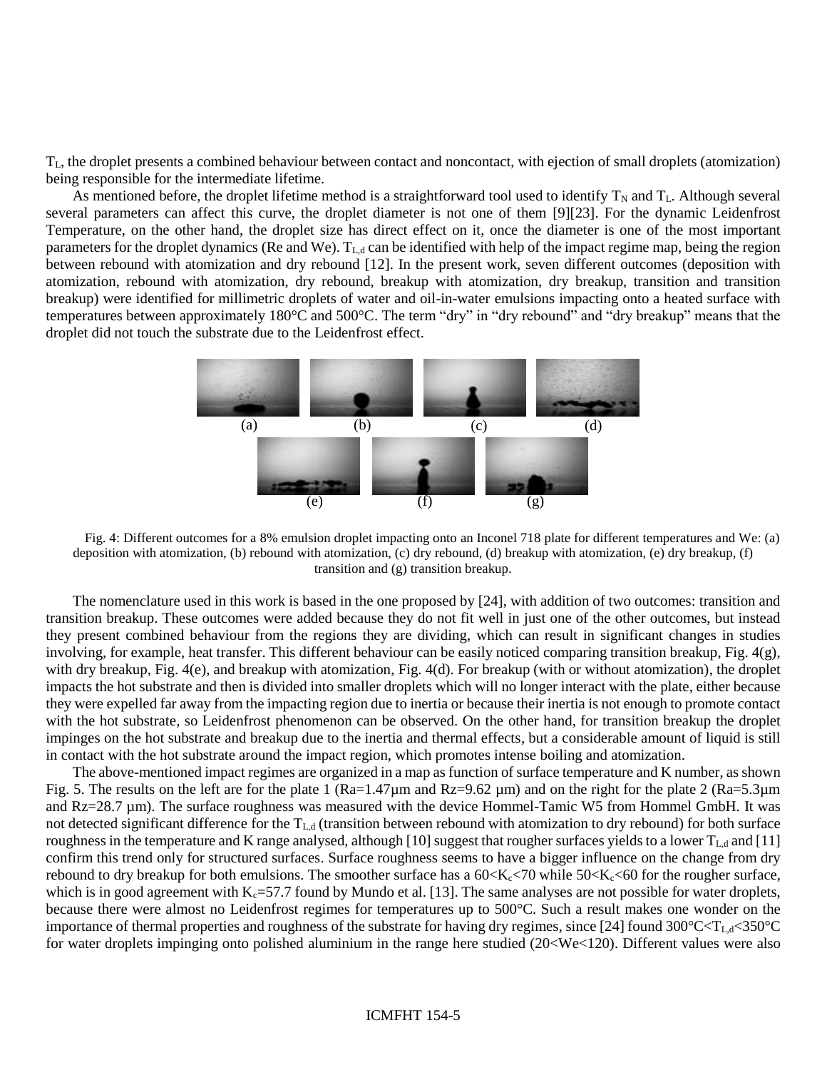$T_L$, the droplet presents a combined behaviour between contact and noncontact, with ejection of small droplets (atomization) being responsible for the intermediate lifetime.

As mentioned before, the droplet lifetime method is a straightforward tool used to identify $T_N$ and $T_L$. Although several several parameters can affect this curve, the droplet diameter is not one of them [9][23]. For the dynamic Leidenfrost Temperature, on the other hand, the droplet size has direct effect on it, once the diameter is one of the most important parameters for the droplet dynamics (Re and We). $T_{L,d}$ can be identified with help of the impact regime map, being the region between rebound with atomization and dry rebound [12]. In the present work, seven different outcomes (deposition with atomization, rebound with atomization, dry rebound, breakup with atomization, dry breakup, transition and transition breakup) were identified for millimetric droplets of water and oil-in-water emulsions impacting onto a heated surface with temperatures between approximately 180°C and 500°C. The term "dry" in "dry rebound" and "dry breakup" means that the droplet did not touch the substrate due to the Leidenfrost effect.

Fig. 4: Different outcomes for a 8% emulsion droplet impacting onto an Inconel 718 plate for different temperatures and We: (a) deposition with atomization, (b) rebound with atomization, (c) dry rebound, (d) breakup with atomization, (e) dry breakup, (f) transition and (g) transition breakup.

The nomenclature used in this work is based in the one proposed by [24], with addition of two outcomes: transition and transition breakup. These outcomes were added because they do not fit well in just one of the other outcomes, but instead they present combined behaviour from the regions they are dividing, which can result in significant changes in studies involving, for example, heat transfer. This different behaviour can be easily noticed comparing transition breakup, Fig. 4(g), with dry breakup, Fig. 4(e), and breakup with atomization, Fig. 4(d). For breakup (with or without atomization), the droplet impacts the hot substrate and then is divided into smaller droplets which will no longer interact with the plate, either because they were expelled far away from the impacting region due to inertia or because their inertia is not enough to promote contact with the hot substrate, so Leidenfrost phenomenon can be observed. On the other hand, for transition breakup the droplet impinges on the hot substrate and breakup due to the inertia and thermal effects, but a considerable amount of liquid is still in contact with the hot substrate around the impact region, which promotes intense boiling and atomization.

The above-mentioned impact regimes are organized in a map as function of surface temperature and K number, as shown Fig. 5. The results on the left are for the plate 1 (Ra=1.47µm and Rz=9.62 µm) and on the right for the plate 2 (Ra=5.3µm and Rz=28.7 µm). The surface roughness was measured with the device Hommel-Tamic W5 from Hommel GmbH. It was not detected significant difference for the $T_{L,d}$ (transition between rebound with atomization to dry rebound) for both surface roughness in the temperature and K range analysed, although [10] suggest that rougher surfaces yields to a lower $T_{L,d}$ and [11] confirm this trend only for structured surfaces. Surface roughness seems to have a bigger influence on the change from dry rebound to dry breakup for both emulsions. The smoother surface has a $60<K_c<70$ while $50<K_c<60$ for the rougher surface, which is in good agreement with $K_c=57.7$ found by Mundo et al. [13]. The same analyses are not possible for water droplets, because there were almost no Leidenfrost regimes for temperatures up to 500°C. Such a result makes one wonder on the importance of thermal properties and roughness of the substrate for having dry regimes, since [24] found $300°C<T_{L,d}<350°C$ for water droplets impinging onto polished aluminium in the range here studied ($20<We<120$). Different values were also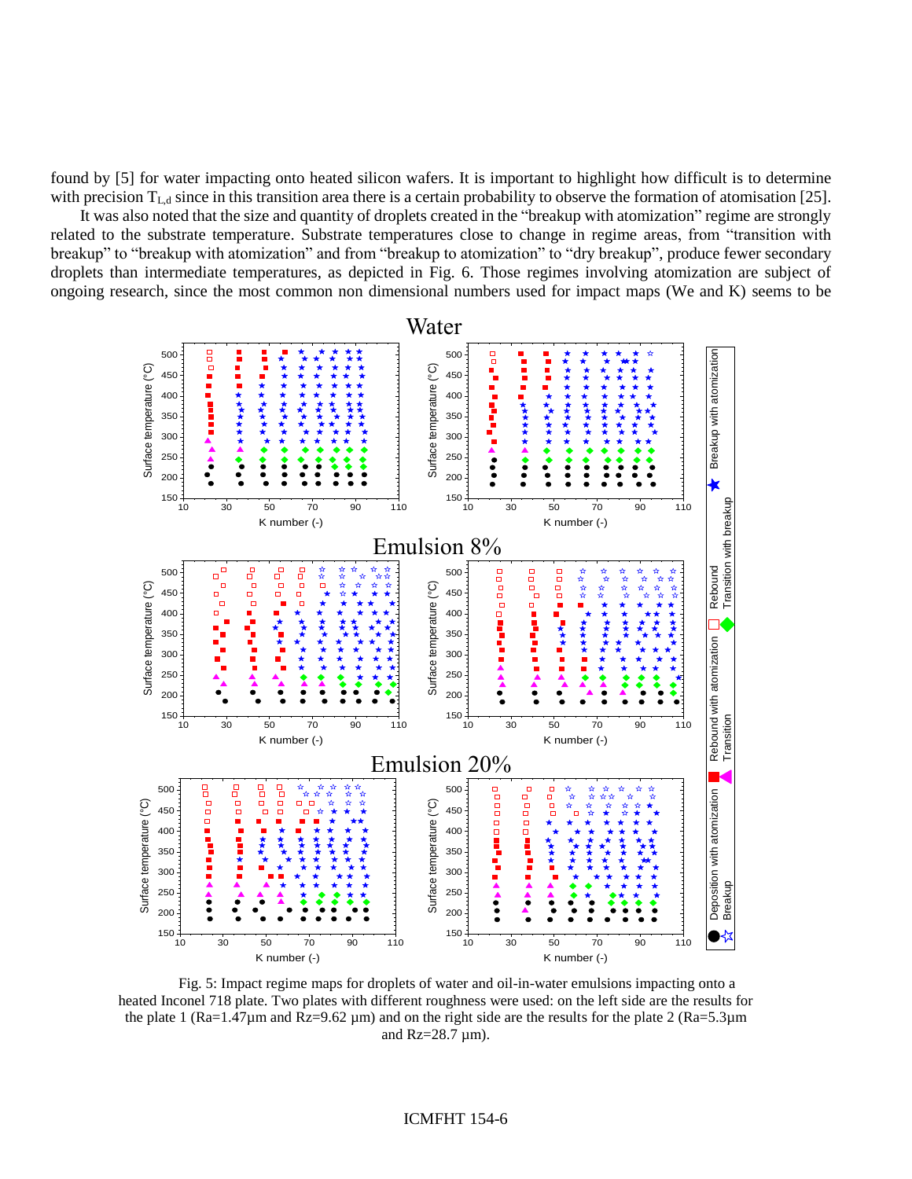found by [5] for water impacting onto heated silicon wafers. It is important to highlight how difficult is to determine with precision $T_{L,d}$ since in this transition area there is a certain probability to observe the formation of atomisation [25].

It was also noted that the size and quantity of droplets created in the "breakup with atomization" regime are strongly related to the substrate temperature. Substrate temperatures close to change in regime areas, from "transition with breakup" to "breakup with atomization" and from "breakup to atomization" to "dry breakup", produce fewer secondary droplets than intermediate temperatures, as depicted in Fig. 6. Those regimes involving atomization are subject of ongoing research, since the most common non dimensional numbers used for impact maps (We and K) seems to be

Fig. 5: Impact regime maps for droplets of water and oil-in-water emulsions impacting onto a heated Inconel 718 plate. Two plates with different roughness were used: on the left side are the results for the plate 1 (Ra=1.47µm and Rz=9.62 µm) and on the right side are the results for the plate 2 (Ra=5.3µm and Rz=28.7 µm).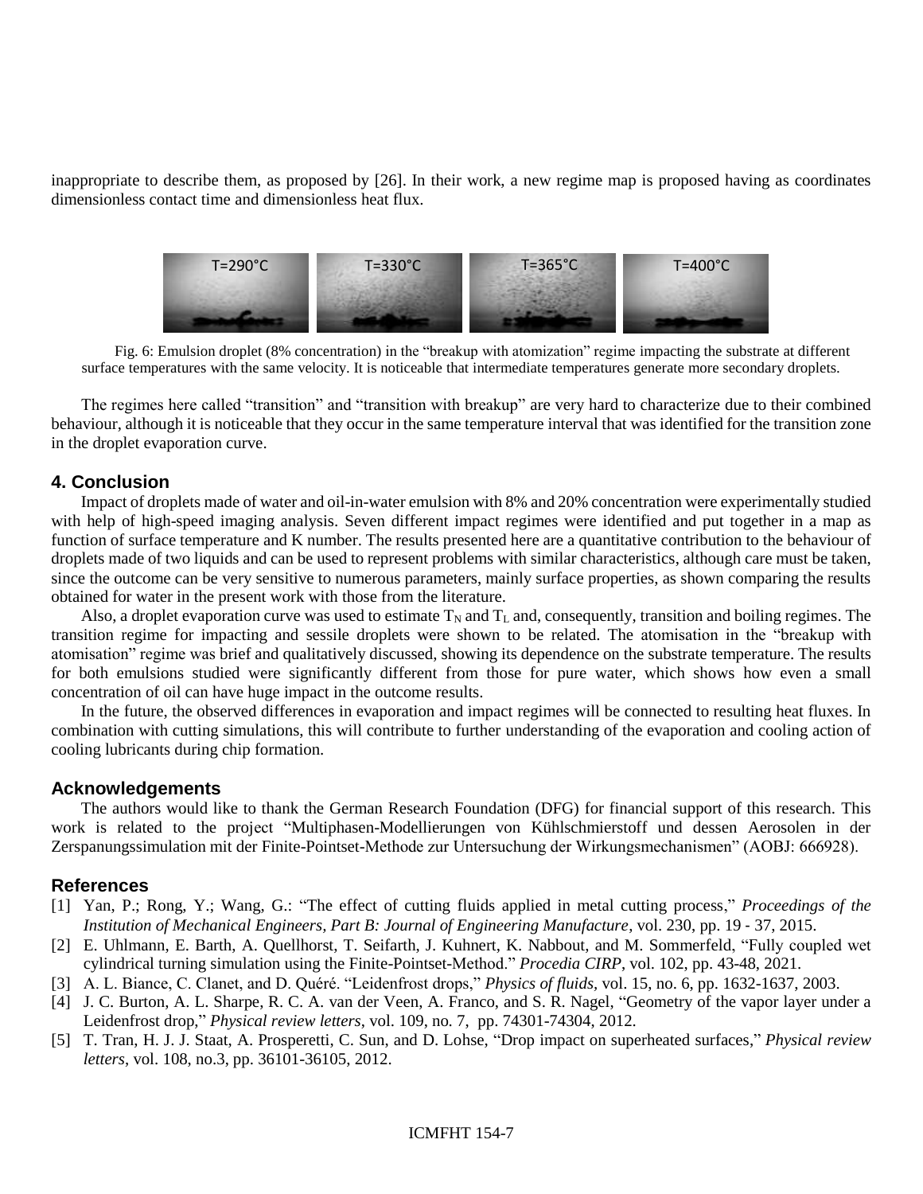inappropriate to describe them, as proposed by [26]. In their work, a new regime map is proposed having as coordinates dimensionless contact time and dimensionless heat flux.

Fig. 6: Emulsion droplet (8% concentration) in the "breakup with atomization" regime impacting the substrate at different surface temperatures with the same velocity. It is noticeable that intermediate temperatures generate more secondary droplets.

The regimes here called "transition" and "transition with breakup" are very hard to characterize due to their combined behaviour, although it is noticeable that they occur in the same temperature interval that was identified for the transition zone in the droplet evaporation curve.

## 4. Conclusion

Impact of droplets made of water and oil-in-water emulsion with 8% and 20% concentration were experimentally studied with help of high-speed imaging analysis. Seven different impact regimes were identified and put together in a map as function of surface temperature and K number. The results presented here are a quantitative contribution to the behaviour of droplets made of two liquids and can be used to represent problems with similar characteristics, although care must be taken, since the outcome can be very sensitive to numerous parameters, mainly surface properties, as shown comparing the results obtained for water in the present work with those from the literature.

Also, a droplet evaporation curve was used to estimate $T_N$ and $T_L$ and, consequently, transition and boiling regimes. The transition regime for impacting and sessile droplets were shown to be related. The atomisation in the "breakup with atomisation" regime was brief and qualitatively discussed, showing its dependence on the substrate temperature. The results for both emulsions studied were significantly different from those for pure water, which shows how even a small concentration of oil can have huge impact in the outcome results.

In the future, the observed differences in evaporation and impact regimes will be connected to resulting heat fluxes. In combination with cutting simulations, this will contribute to further understanding of the evaporation and cooling action of cooling lubricants during chip formation.

## Acknowledgements

The authors would like to thank the German Research Foundation (DFG) for financial support of this research. This work is related to the project "Multiphasen-Modellierungen von Kühlschmierstoff und dessen Aerosolen in der Zerspanungssimulation mit der Finite-Pointset-Methode zur Untersuchung der Wirkungsmechanismen" (AOBJ: 666928).

## References

[1] Yan, P.; Rong, Y.; Wang, G.: "The effect of cutting fluids applied in metal cutting process," *Proceedings of the Institution of Mechanical Engineers, Part B: Journal of Engineering Manufacture*, vol. 230, pp. 19 - 37, 2015.

[2] E. Uhlmann, E. Barth, A. Quellhorst, T. Seifarth, J. Kuhnert, K. Nabbout, and M. Sommerfeld, "Fully coupled wet cylindrical turning simulation using the Finite-Pointset-Method." *Procedia CIRP*, vol. 102, pp. 43-48, 2021.

[3] A. L. Biance, C. Clanet, and D. Quéré. "Leidenfrost drops," *Physics of fluids*, vol. 15, no. 6, pp. 1632-1637, 2003.

[4] J. C. Burton, A. L. Sharpe, R. C. A. van der Veen, A. Franco, and S. R. Nagel, "Geometry of the vapor layer under a Leidenfrost drop," *Physical review letters*, vol. 109, no. 7, pp. 74301-74304, 2012.

[5] T. Tran, H. J. J. Staat, A. Prosperetti, C. Sun, and D. Lohse, "Drop impact on superheated surfaces," *Physical review letters*, vol. 108, no.3, pp. 36101-36105, 2012.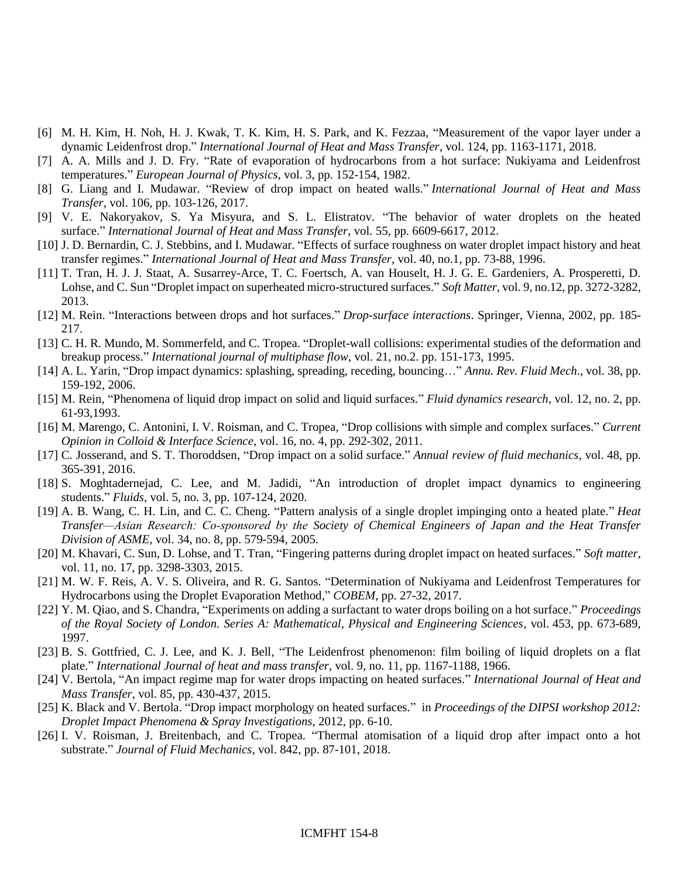[6] M. H. Kim, H. Noh, H. J. Kwak, T. K. Kim, H. S. Park, and K. Fezzaa, "Measurement of the vapor layer under a dynamic Leidenfrost drop." *International Journal of Heat and Mass Transfer*, vol. 124, pp. 1163-1171, 2018.

[7] A. A. Mills and J. D. Fry. "Rate of evaporation of hydrocarbons from a hot surface: Nukiyama and Leidenfrost temperatures." *European Journal of Physics*, vol. 3, pp. 152-154, 1982.

[8] G. Liang and I. Mudawar. "Review of drop impact on heated walls." *International Journal of Heat and Mass Transfer*, vol. 106, pp. 103-126, 2017.

[9] V. E. Nakoryakov, S. Ya Misyura, and S. L. Elistratov. "The behavior of water droplets on the heated surface." *International Journal of Heat and Mass Transfer*, vol. 55, pp. 6609-6617, 2012.

[10] J. D. Bernardin, C. J. Stebbins, and I. Mudawar. "Effects of surface roughness on water droplet impact history and heat transfer regimes." *International Journal of Heat and Mass Transfer*, vol. 40, no.1, pp. 73-88, 1996.

[11] T. Tran, H. J. J. Staat, A. Susarrey-Arce, T. C. Foertsch, A. van Houselt, H. J. G. E. Gardeniers, A. Prosperetti, D. Lohse, and C. Sun "Droplet impact on superheated micro-structured surfaces." *Soft Matter*, vol. 9, no.12, pp. 3272-3282, 2013.

[12] M. Rein. "Interactions between drops and hot surfaces." *Drop-surface interactions*. Springer, Vienna, 2002, pp. 185-217.

[13] C. H. R. Mundo, M. Sommerfeld, and C. Tropea. "Droplet-wall collisions: experimental studies of the deformation and breakup process." *International journal of multiphase flow*, vol. 21, no.2. pp. 151-173, 1995.

[14] A. L. Yarin, "Drop impact dynamics: splashing, spreading, receding, bouncing…" *Annu. Rev. Fluid Mech*., vol. 38, pp. 159-192, 2006.

[15] M. Rein, "Phenomena of liquid drop impact on solid and liquid surfaces." *Fluid dynamics research*, vol. 12, no. 2, pp. 61-93,1993.

[16] M. Marengo, C. Antonini, I. V. Roisman, and C. Tropea, "Drop collisions with simple and complex surfaces." *Current Opinion in Colloid & Interface Science*, vol. 16, no. 4, pp. 292-302, 2011.

[17] C. Josserand, and S. T. Thoroddsen, "Drop impact on a solid surface." *Annual review of fluid mechanics*, vol. 48, pp. 365-391, 2016.

[18] S. Moghtadernejad, C. Lee, and M. Jadidi, "An introduction of droplet impact dynamics to engineering students." *Fluids*, vol. 5, no. 3, pp. 107-124, 2020.

[19] A. B. Wang, C. H. Lin, and C. C. Cheng. "Pattern analysis of a single droplet impinging onto a heated plate." *Heat Transfer—Asian Research: Co-sponsored by the Society of Chemical Engineers of Japan and the Heat Transfer Division of ASME*, vol. 34, no. 8, pp. 579-594, 2005.

[20] M. Khavari, C. Sun, D. Lohse, and T. Tran, "Fingering patterns during droplet impact on heated surfaces." *Soft matter*, vol. 11, no. 17, pp. 3298-3303, 2015.

[21] M. W. F. Reis, A. V. S. Oliveira, and R. G. Santos. "Determination of Nukiyama and Leidenfrost Temperatures for Hydrocarbons using the Droplet Evaporation Method," *COBEM*, pp. 27-32, 2017.

[22] Y. M. Qiao, and S. Chandra, "Experiments on adding a surfactant to water drops boiling on a hot surface." *Proceedings of the Royal Society of London. Series A: Mathematical, Physical and Engineering Sciences*, vol. 453, pp. 673-689, 1997.

[23] B. S. Gottfried, C. J. Lee, and K. J. Bell, "The Leidenfrost phenomenon: film boiling of liquid droplets on a flat plate." *International Journal of heat and mass transfer*, vol. 9, no. 11, pp. 1167-1188, 1966.

[24] V. Bertola, "An impact regime map for water drops impacting on heated surfaces." *International Journal of Heat and Mass Transfer*, vol. 85, pp. 430-437, 2015.

[25] K. Black and V. Bertola. "Drop impact morphology on heated surfaces." in *Proceedings of the DIPSI workshop 2012: Droplet Impact Phenomena & Spray Investigations*, 2012, pp. 6-10.

[26] I. V. Roisman, J. Breitenbach, and C. Tropea. "Thermal atomisation of a liquid drop after impact onto a hot substrate." *Journal of Fluid Mechanics*, vol. 842, pp. 87-101, 2018.